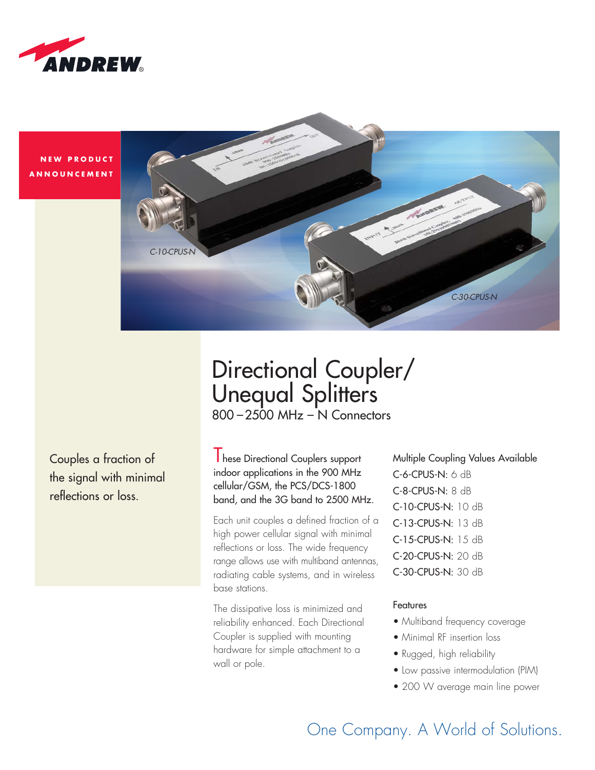NEW PRODUCT ANNOUNCEMENT

C-10-CPUS-N

C-30-CPUS-N

# Directional Coupler/ Unequal Splitters

## 800 – 2500 MHz – N Connectors

Couples a fraction of the signal with minimal reflections or loss.

These Directional Couplers support indoor applications in the 900 MHz cellular/GSM, the PCS/DCS-1800 band, and the 3G band to 2500 MHz.

Each unit couples a defined fraction of a high power cellular signal with minimal reflections or loss. The wide frequency range allows use with multiband antennas, radiating cable systems, and in wireless base stations.

The dissipative loss is minimized and reliability enhanced. Each Directional Coupler is supplied with mounting hardware for simple attachment to a wall or pole.

### Multiple Coupling Values Available

C-6-CPUS-N: 6 dB
C-8-CPUS-N: 8 dB
C-10-CPUS-N: 10 dB
C-13-CPUS-N: 13 dB
C-15-CPUS-N: 15 dB
C-20-CPUS-N: 20 dB
C-30-CPUS-N: 30 dB

### Features

- Multiband frequency coverage
- Minimal RF insertion loss
- Rugged, high reliability
- Low passive intermodulation (PIM)
- 200 W average main line power

One Company. A World of Solutions.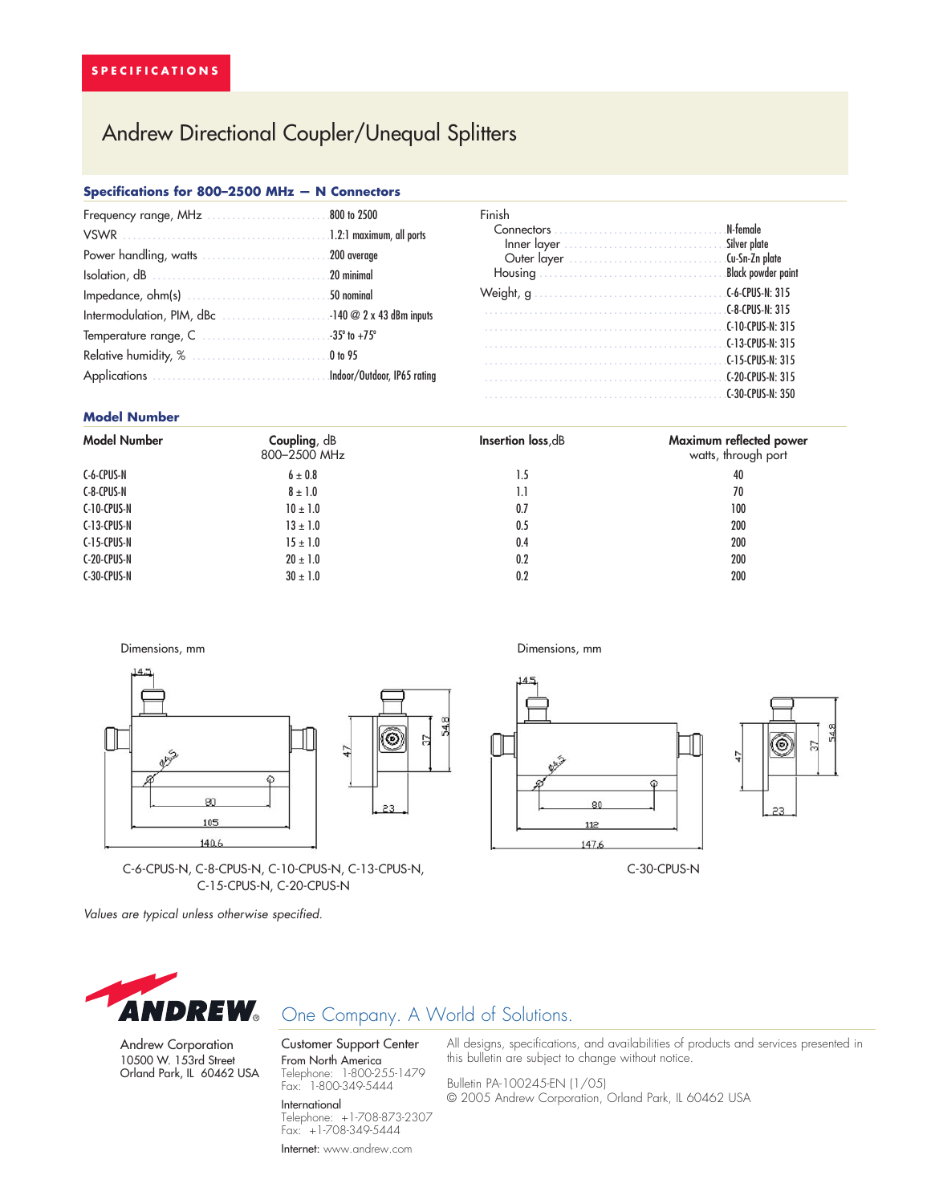SPECIFICATIONS

# Andrew Directional Coupler/Unequal Splitters

### Specifications for 800–2500 MHz — N Connectors

| | |
|---|---|
| Frequency range, MHz | 800 to 2500 |
| VSWR | 1.2:1 maximum, all ports |
| Power handling, watts | 200 average |
| Isolation, dB | 20 minimal |
| Impedance, ohm(s) | 50 nominal |
| Intermodulation, PIM, dBc | -140 @ 2 x 43 dBm inputs |
| Temperature range, C | -35° to +75° |
| Relative humidity, % | 0 to 95 |
| Applications | Indoor/Outdoor, IP65 rating |

| | |
|---|---|
| Finish | |
| Connectors | N-female |
| Inner layer | Silver plate |
| Outer layer | Cu-Sn-Zn plate |
| Housing | Black powder paint |
| Weight, g | C-6-CPUS-N: 315 |
| | C-8-CPUS-N: 315 |
| | C-10-CPUS-N: 315 |
| | C-13-CPUS-N: 315 |
| | C-15-CPUS-N: 315 |
| | C-20-CPUS-N: 315 |
| | C-30-CPUS-N: 350 |

### Model Number

| Model Number | Coupling, dB 800–2500 MHz | Insertion loss,dB | Maximum reflected power watts, through port |
|---|---|---|---|
| C-6-CPUS-N | 6 ± 0.8 | 1.5 | 40 |
| C-8-CPUS-N | 8 ± 1.0 | 1.1 | 70 |
| C-10-CPUS-N | 10 ± 1.0 | 0.7 | 100 |
| C-13-CPUS-N | 13 ± 1.0 | 0.5 | 200 |
| C-15-CPUS-N | 15 ± 1.0 | 0.4 | 200 |
| C-20-CPUS-N | 20 ± 1.0 | 0.2 | 200 |
| C-30-CPUS-N | 30 ± 1.0 | 0.2 | 200 |

Dimensions, mm

14.5
Ø4.5
80
105
140.6
47
37
54.8
23

C-6-CPUS-N, C-8-CPUS-N, C-10-CPUS-N, C-13-CPUS-N, C-15-CPUS-N, C-20-CPUS-N

Dimensions, mm

14.5
Ø4.5
80
112
147.6
47
37
54.8
23

C-30-CPUS-N

*Values are typical unless otherwise specified.*

ANDREW®

One Company. A World of Solutions.

Andrew Corporation
10500 W. 153rd Street
Orland Park, IL 60462 USA

Customer Support Center
From North America
Telephone: 1-800-255-1479
Fax: 1-800-349-5444

International
Telephone: +1-708-873-2307
Fax: +1-708-349-5444

Internet: www.andrew.com

All designs, specifications, and availabilities of products and services presented in this bulletin are subject to change without notice.

Bulletin PA-100245-EN (1/05)
© 2005 Andrew Corporation, Orland Park, IL 60462 USA